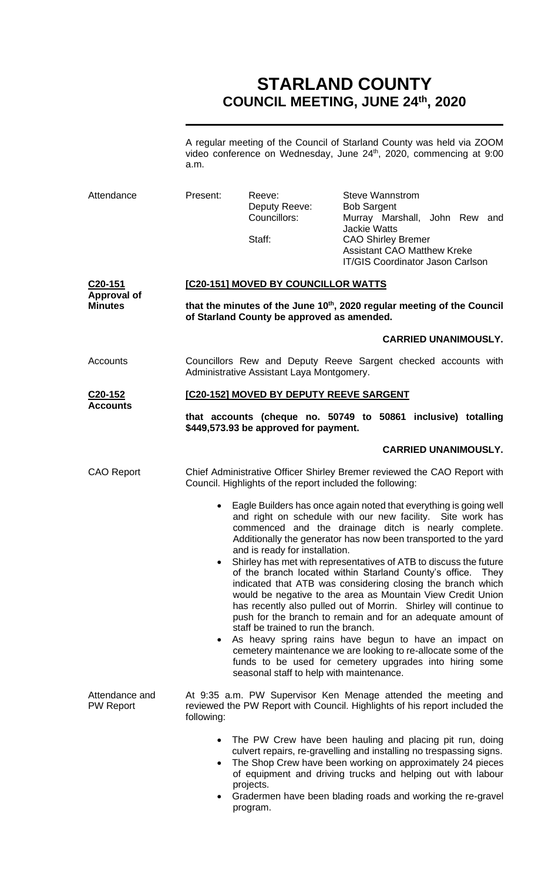# STARLAND COUNTY
## COUNCIL MEETING, JUNE 24th, 2020

A regular meeting of the Council of Starland County was held via ZOOM video conference on Wednesday, June 24th, 2020, commencing at 9:00 a.m.

**Attendance**

| Present: | Reeve: | Steve Wannstrom |
|---|---|---|
| | Deputy Reeve: | Bob Sargent |
| | Councillors: | Murray Marshall, John Rew and Jackie Watts |
| | Staff: | CAO Shirley Bremer |
| | | Assistant CAO Matthew Kreke |
| | | IT/GIS Coordinator Jason Carlson |

**C20-151 Approval of Minutes**

**[C20-151] MOVED BY COUNCILLOR WATTS**

**that the minutes of the June 10th, 2020 regular meeting of the Council of Starland County be approved as amended.**

**CARRIED UNANIMOUSLY.**

**Accounts**

Councillors Rew and Deputy Reeve Sargent checked accounts with Administrative Assistant Laya Montgomery.

**C20-152 Accounts**

**[C20-152] MOVED BY DEPUTY REEVE SARGENT**

**that accounts (cheque no. 50749 to 50861 inclusive) totalling $449,573.93 be approved for payment.**

**CARRIED UNANIMOUSLY.**

**CAO Report**

Chief Administrative Officer Shirley Bremer reviewed the CAO Report with Council. Highlights of the report included the following:

- Eagle Builders has once again noted that everything is going well and right on schedule with our new facility. Site work has commenced and the drainage ditch is nearly complete. Additionally the generator has now been transported to the yard and is ready for installation.
- Shirley has met with representatives of ATB to discuss the future of the branch located within Starland County's office. They indicated that ATB was considering closing the branch which would be negative to the area as Mountain View Credit Union has recently also pulled out of Morrin. Shirley will continue to push for the branch to remain and for an adequate amount of staff be trained to run the branch.
- As heavy spring rains have begun to have an impact on cemetery maintenance we are looking to re-allocate some of the funds to be used for cemetery upgrades into hiring some seasonal staff to help with maintenance.

**Attendance and PW Report**

At 9:35 a.m. PW Supervisor Ken Menage attended the meeting and reviewed the PW Report with Council. Highlights of his report included the following:

- The PW Crew have been hauling and placing pit run, doing culvert repairs, re-gravelling and installing no trespassing signs.
- The Shop Crew have been working on approximately 24 pieces of equipment and driving trucks and helping out with labour projects.
- Gradermen have been blading roads and working the re-gravel program.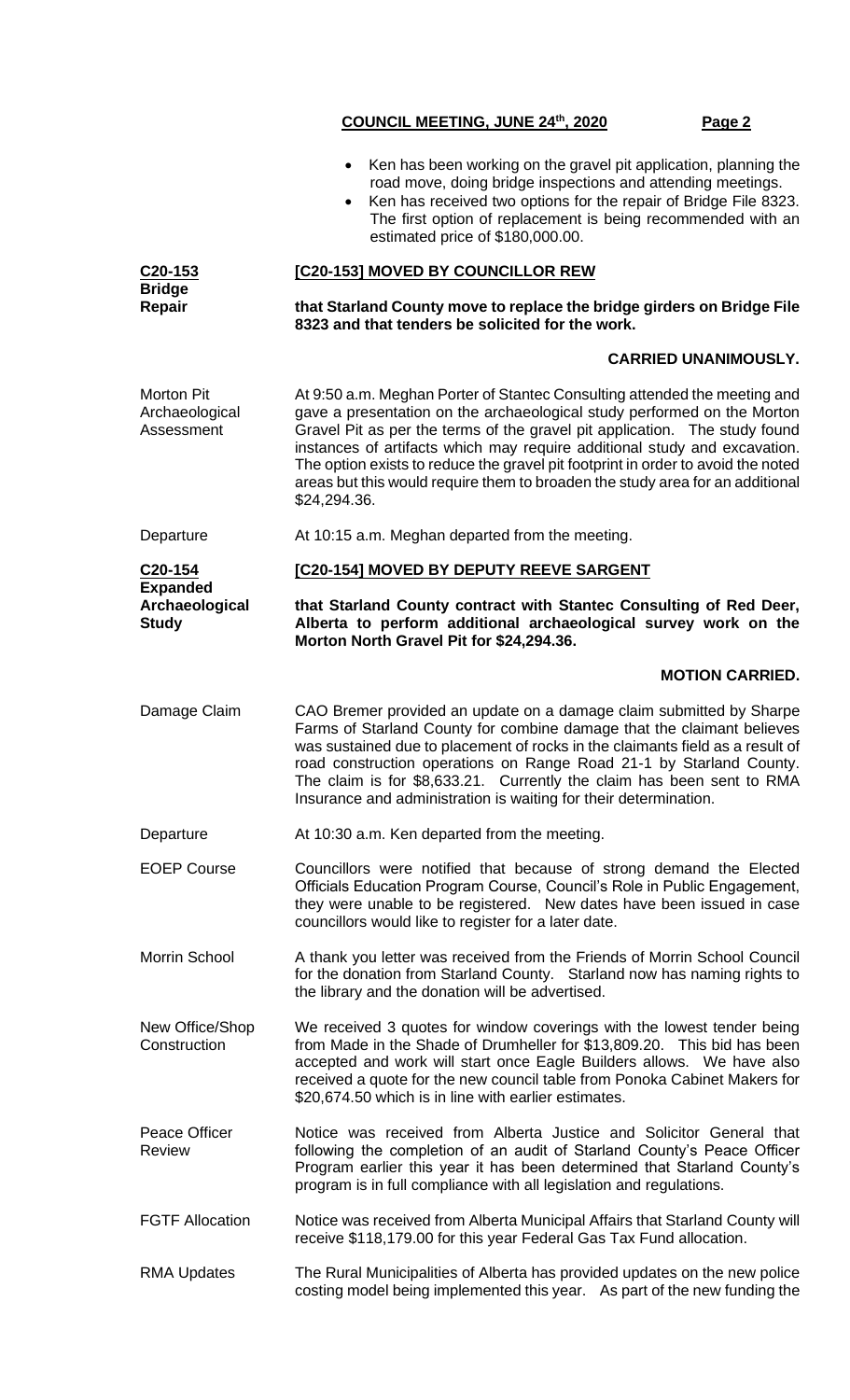- Ken has been working on the gravel pit application, planning the road move, doing bridge inspections and attending meetings.
- Ken has received two options for the repair of Bridge File 8323. The first option of replacement is being recommended with an estimated price of $180,000.00.

**C20-153 Bridge Repair**

**[C20-153] MOVED BY COUNCILLOR REW**

**that Starland County move to replace the bridge girders on Bridge File 8323 and that tenders be solicited for the work.**

**CARRIED UNANIMOUSLY.**

Morton Pit Archaeological Assessment

At 9:50 a.m. Meghan Porter of Stantec Consulting attended the meeting and gave a presentation on the archaeological study performed on the Morton Gravel Pit as per the terms of the gravel pit application. The study found instances of artifacts which may require additional study and excavation. The option exists to reduce the gravel pit footprint in order to avoid the noted areas but this would require them to broaden the study area for an additional $24,294.36.

Departure

At 10:15 a.m. Meghan departed from the meeting.

**C20-154 Expanded Archaeological Study**

**[C20-154] MOVED BY DEPUTY REEVE SARGENT**

**that Starland County contract with Stantec Consulting of Red Deer, Alberta to perform additional archaeological survey work on the Morton North Gravel Pit for $24,294.36.**

**MOTION CARRIED.**

Damage Claim

CAO Bremer provided an update on a damage claim submitted by Sharpe Farms of Starland County for combine damage that the claimant believes was sustained due to placement of rocks in the claimants field as a result of road construction operations on Range Road 21-1 by Starland County. The claim is for $8,633.21. Currently the claim has been sent to RMA Insurance and administration is waiting for their determination.

Departure

At 10:30 a.m. Ken departed from the meeting.

EOEP Course

Councillors were notified that because of strong demand the Elected Officials Education Program Course, Council's Role in Public Engagement, they were unable to be registered. New dates have been issued in case councillors would like to register for a later date.

Morrin School

A thank you letter was received from the Friends of Morrin School Council for the donation from Starland County. Starland now has naming rights to the library and the donation will be advertised.

New Office/Shop Construction

We received 3 quotes for window coverings with the lowest tender being from Made in the Shade of Drumheller for $13,809.20. This bid has been accepted and work will start once Eagle Builders allows. We have also received a quote for the new council table from Ponoka Cabinet Makers for $20,674.50 which is in line with earlier estimates.

Peace Officer Review

Notice was received from Alberta Justice and Solicitor General that following the completion of an audit of Starland County's Peace Officer Program earlier this year it has been determined that Starland County's program is in full compliance with all legislation and regulations.

FGTF Allocation

Notice was received from Alberta Municipal Affairs that Starland County will receive $118,179.00 for this year Federal Gas Tax Fund allocation.

RMA Updates

The Rural Municipalities of Alberta has provided updates on the new police costing model being implemented this year. As part of the new funding the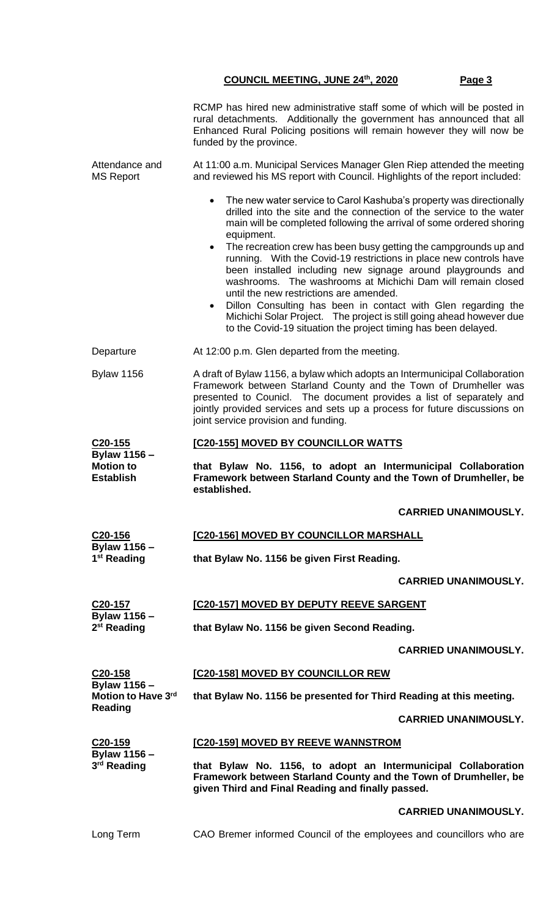RCMP has hired new administrative staff some of which will be posted in rural detachments. Additionally the government has announced that all Enhanced Rural Policing positions will remain however they will now be funded by the province.

**Attendance and MS Report**

At 11:00 a.m. Municipal Services Manager Glen Riep attended the meeting and reviewed his MS report with Council. Highlights of the report included:

- The new water service to Carol Kashuba's property was directionally drilled into the site and the connection of the service to the water main will be completed following the arrival of some ordered shoring equipment.
- The recreation crew has been busy getting the campgrounds up and running. With the Covid-19 restrictions in place new controls have been installed including new signage around playgrounds and washrooms. The washrooms at Michichi Dam will remain closed until the new restrictions are amended.
- Dillon Consulting has been in contact with Glen regarding the Michichi Solar Project. The project is still going ahead however due to the Covid-19 situation the project timing has been delayed.

**Departure**

At 12:00 p.m. Glen departed from the meeting.

**Bylaw 1156**

A draft of Bylaw 1156, a bylaw which adopts an Intermunicipal Collaboration Framework between Starland County and the Town of Drumheller was presented to Counicl. The document provides a list of separately and jointly provided services and sets up a process for future discussions on joint service provision and funding.

**C20-155 Bylaw 1156 – Motion to Establish**

**[C20-155] MOVED BY COUNCILLOR WATTS**

**that Bylaw No. 1156, to adopt an Intermunicipal Collaboration Framework between Starland County and the Town of Drumheller, be established.**

**CARRIED UNANIMOUSLY.**

**C20-156 Bylaw 1156 – 1st Reading**

**[C20-156] MOVED BY COUNCILLOR MARSHALL**

**that Bylaw No. 1156 be given First Reading.**

**CARRIED UNANIMOUSLY.**

**C20-157 Bylaw 1156 – 2st Reading**

**[C20-157] MOVED BY DEPUTY REEVE SARGENT**

**that Bylaw No. 1156 be given Second Reading.**

**CARRIED UNANIMOUSLY.**

**C20-158 Bylaw 1156 – Motion to Have 3rd Reading**

**[C20-158] MOVED BY COUNCILLOR REW**

**that Bylaw No. 1156 be presented for Third Reading at this meeting.**

**CARRIED UNANIMOUSLY.**

**C20-159 Bylaw 1156 – 3rd Reading**

**[C20-159] MOVED BY REEVE WANNSTROM**

**that Bylaw No. 1156, to adopt an Intermunicipal Collaboration Framework between Starland County and the Town of Drumheller, be given Third and Final Reading and finally passed.**

**CARRIED UNANIMOUSLY.**

**Long Term**

CAO Bremer informed Council of the employees and councillors who are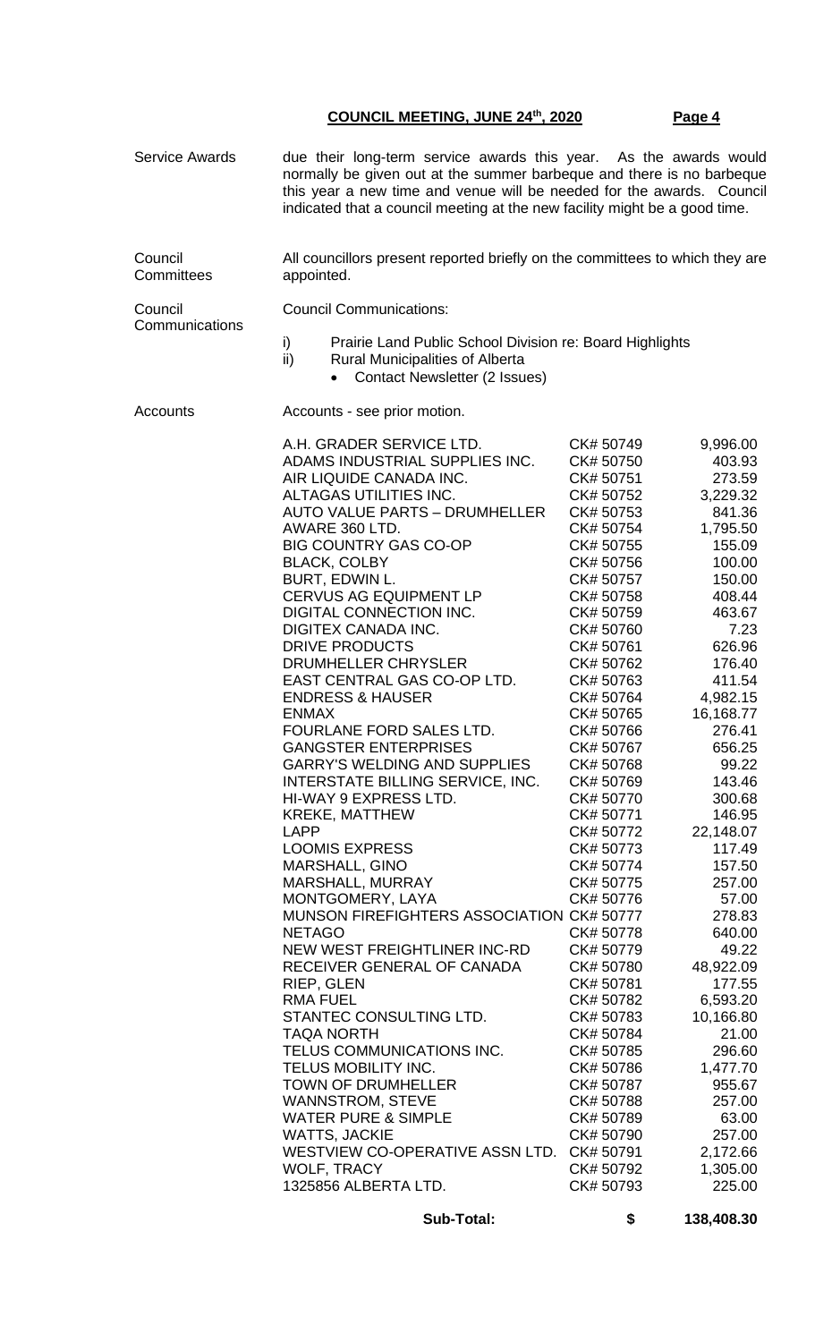**Service Awards**

due their long-term service awards this year. As the awards would normally be given out at the summer barbeque and there is no barbeque this year a new time and venue will be needed for the awards. Council indicated that a council meeting at the new facility might be a good time.

**Council Committees**

All councillors present reported briefly on the committees to which they are appointed.

**Council Communications**

Council Communications:

i) Prairie Land Public School Division re: Board Highlights
ii) Rural Municipalities of Alberta
   - Contact Newsletter (2 Issues)

**Accounts**

Accounts - see prior motion.

| | | |
|---|---|---|
| A.H. GRADER SERVICE LTD. | CK# 50749 | 9,996.00 |
| ADAMS INDUSTRIAL SUPPLIES INC. | CK# 50750 | 403.93 |
| AIR LIQUIDE CANADA INC. | CK# 50751 | 273.59 |
| ALTAGAS UTILITIES INC. | CK# 50752 | 3,229.32 |
| AUTO VALUE PARTS – DRUMHELLER | CK# 50753 | 841.36 |
| AWARE 360 LTD. | CK# 50754 | 1,795.50 |
| BIG COUNTRY GAS CO-OP | CK# 50755 | 155.09 |
| BLACK, COLBY | CK# 50756 | 100.00 |
| BURT, EDWIN L. | CK# 50757 | 150.00 |
| CERVUS AG EQUIPMENT LP | CK# 50758 | 408.44 |
| DIGITAL CONNECTION INC. | CK# 50759 | 463.67 |
| DIGITEX CANADA INC. | CK# 50760 | 7.23 |
| DRIVE PRODUCTS | CK# 50761 | 626.96 |
| DRUMHELLER CHRYSLER | CK# 50762 | 176.40 |
| EAST CENTRAL GAS CO-OP LTD. | CK# 50763 | 411.54 |
| ENDRESS & HAUSER | CK# 50764 | 4,982.15 |
| ENMAX | CK# 50765 | 16,168.77 |
| FOURLANE FORD SALES LTD. | CK# 50766 | 276.41 |
| GANGSTER ENTERPRISES | CK# 50767 | 656.25 |
| GARRY'S WELDING AND SUPPLIES | CK# 50768 | 99.22 |
| INTERSTATE BILLING SERVICE, INC. | CK# 50769 | 143.46 |
| HI-WAY 9 EXPRESS LTD. | CK# 50770 | 300.68 |
| KREKE, MATTHEW | CK# 50771 | 146.95 |
| LAPP | CK# 50772 | 22,148.07 |
| LOOMIS EXPRESS | CK# 50773 | 117.49 |
| MARSHALL, GINO | CK# 50774 | 157.50 |
| MARSHALL, MURRAY | CK# 50775 | 257.00 |
| MONTGOMERY, LAYA | CK# 50776 | 57.00 |
| MUNSON FIREFIGHTERS ASSOCIATION | CK# 50777 | 278.83 |
| NETAGO | CK# 50778 | 640.00 |
| NEW WEST FREIGHTLINER INC-RD | CK# 50779 | 49.22 |
| RECEIVER GENERAL OF CANADA | CK# 50780 | 48,922.09 |
| RIEP, GLEN | CK# 50781 | 177.55 |
| RMA FUEL | CK# 50782 | 6,593.20 |
| STANTEC CONSULTING LTD. | CK# 50783 | 10,166.80 |
| TAQA NORTH | CK# 50784 | 21.00 |
| TELUS COMMUNICATIONS INC. | CK# 50785 | 296.60 |
| TELUS MOBILITY INC. | CK# 50786 | 1,477.70 |
| TOWN OF DRUMHELLER | CK# 50787 | 955.67 |
| WANNSTROM, STEVE | CK# 50788 | 257.00 |
| WATER PURE & SIMPLE | CK# 50789 | 63.00 |
| WATTS, JACKIE | CK# 50790 | 257.00 |
| WESTVIEW CO-OPERATIVE ASSN LTD. | CK# 50791 | 2,172.66 |
| WOLF, TRACY | CK# 50792 | 1,305.00 |
| 1325856 ALBERTA LTD. | CK# 50793 | 225.00 |
| **Sub-Total:** | **$** | **138,408.30** |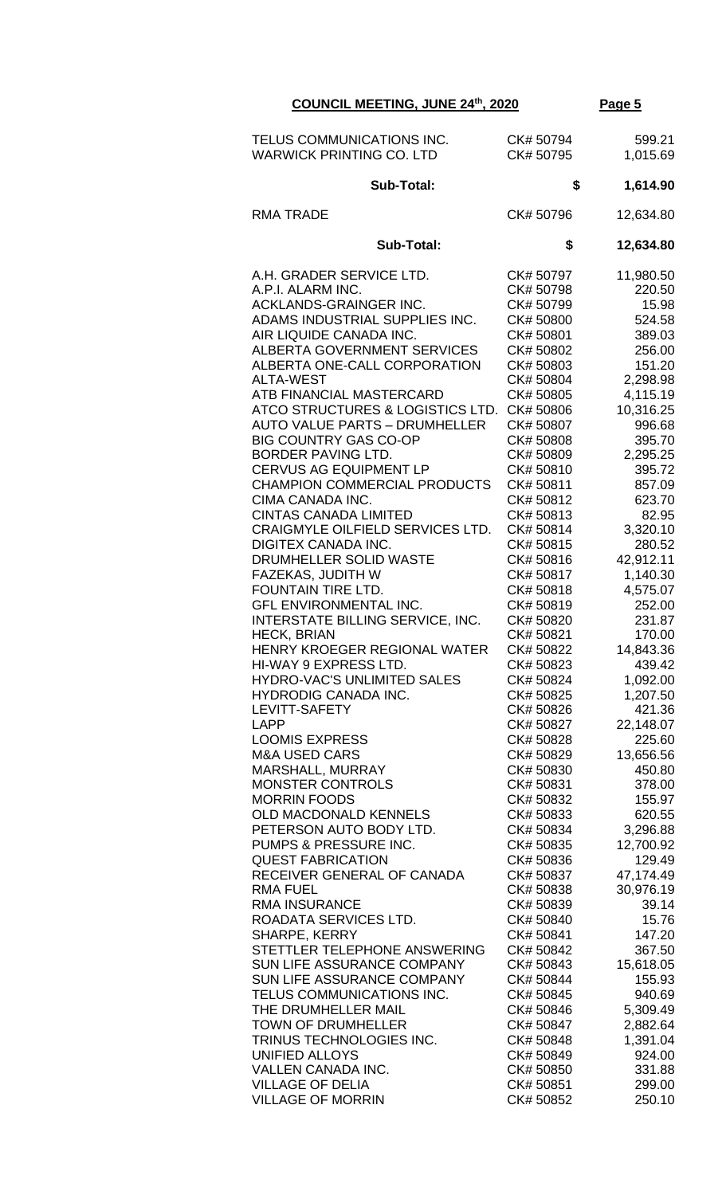**COUNCIL MEETING, JUNE 24th, 2020**

| | | |
|---|---|---|
| TELUS COMMUNICATIONS INC. | CK# 50794 | 599.21 |
| WARWICK PRINTING CO. LTD | CK# 50795 | 1,015.69 |
| **Sub-Total:** | **$** | **1,614.90** |
| RMA TRADE | CK# 50796 | 12,634.80 |
| **Sub-Total:** | **$** | **12,634.80** |
| A.H. GRADER SERVICE LTD. | CK# 50797 | 11,980.50 |
| A.P.I. ALARM INC. | CK# 50798 | 220.50 |
| ACKLANDS-GRAINGER INC. | CK# 50799 | 15.98 |
| ADAMS INDUSTRIAL SUPPLIES INC. | CK# 50800 | 524.58 |
| AIR LIQUIDE CANADA INC. | CK# 50801 | 389.03 |
| ALBERTA GOVERNMENT SERVICES | CK# 50802 | 256.00 |
| ALBERTA ONE-CALL CORPORATION | CK# 50803 | 151.20 |
| ALTA-WEST | CK# 50804 | 2,298.98 |
| ATB FINANCIAL MASTERCARD | CK# 50805 | 4,115.19 |
| ATCO STRUCTURES & LOGISTICS LTD. | CK# 50806 | 10,316.25 |
| AUTO VALUE PARTS – DRUMHELLER | CK# 50807 | 996.68 |
| BIG COUNTRY GAS CO-OP | CK# 50808 | 395.70 |
| BORDER PAVING LTD. | CK# 50809 | 2,295.25 |
| CERVUS AG EQUIPMENT LP | CK# 50810 | 395.72 |
| CHAMPION COMMERCIAL PRODUCTS | CK# 50811 | 857.09 |
| CIMA CANADA INC. | CK# 50812 | 623.70 |
| CINTAS CANADA LIMITED | CK# 50813 | 82.95 |
| CRAIGMYLE OILFIELD SERVICES LTD. | CK# 50814 | 3,320.10 |
| DIGITEX CANADA INC. | CK# 50815 | 280.52 |
| DRUMHELLER SOLID WASTE | CK# 50816 | 42,912.11 |
| FAZEKAS, JUDITH W | CK# 50817 | 1,140.30 |
| FOUNTAIN TIRE LTD. | CK# 50818 | 4,575.07 |
| GFL ENVIRONMENTAL INC. | CK# 50819 | 252.00 |
| INTERSTATE BILLING SERVICE, INC. | CK# 50820 | 231.87 |
| HECK, BRIAN | CK# 50821 | 170.00 |
| HENRY KROEGER REGIONAL WATER | CK# 50822 | 14,843.36 |
| HI-WAY 9 EXPRESS LTD. | CK# 50823 | 439.42 |
| HYDRO-VAC'S UNLIMITED SALES | CK# 50824 | 1,092.00 |
| HYDRODIG CANADA INC. | CK# 50825 | 1,207.50 |
| LEVITT-SAFETY | CK# 50826 | 421.36 |
| LAPP | CK# 50827 | 22,148.07 |
| LOOMIS EXPRESS | CK# 50828 | 225.60 |
| M&A USED CARS | CK# 50829 | 13,656.56 |
| MARSHALL, MURRAY | CK# 50830 | 450.80 |
| MONSTER CONTROLS | CK# 50831 | 378.00 |
| MORRIN FOODS | CK# 50832 | 155.97 |
| OLD MACDONALD KENNELS | CK# 50833 | 620.55 |
| PETERSON AUTO BODY LTD. | CK# 50834 | 3,296.88 |
| PUMPS & PRESSURE INC. | CK# 50835 | 12,700.92 |
| QUEST FABRICATION | CK# 50836 | 129.49 |
| RECEIVER GENERAL OF CANADA | CK# 50837 | 47,174.49 |
| RMA FUEL | CK# 50838 | 30,976.19 |
| RMA INSURANCE | CK# 50839 | 39.14 |
| ROADATA SERVICES LTD. | CK# 50840 | 15.76 |
| SHARPE, KERRY | CK# 50841 | 147.20 |
| STETTLER TELEPHONE ANSWERING | CK# 50842 | 367.50 |
| SUN LIFE ASSURANCE COMPANY | CK# 50843 | 15,618.05 |
| SUN LIFE ASSURANCE COMPANY | CK# 50844 | 155.93 |
| TELUS COMMUNICATIONS INC. | CK# 50845 | 940.69 |
| THE DRUMHELLER MAIL | CK# 50846 | 5,309.49 |
| TOWN OF DRUMHELLER | CK# 50847 | 2,882.64 |
| TRINUS TECHNOLOGIES INC. | CK# 50848 | 1,391.04 |
| UNIFIED ALLOYS | CK# 50849 | 924.00 |
| VALLEN CANADA INC. | CK# 50850 | 331.88 |
| VILLAGE OF DELIA | CK# 50851 | 299.00 |
| VILLAGE OF MORRIN | CK# 50852 | 250.10 |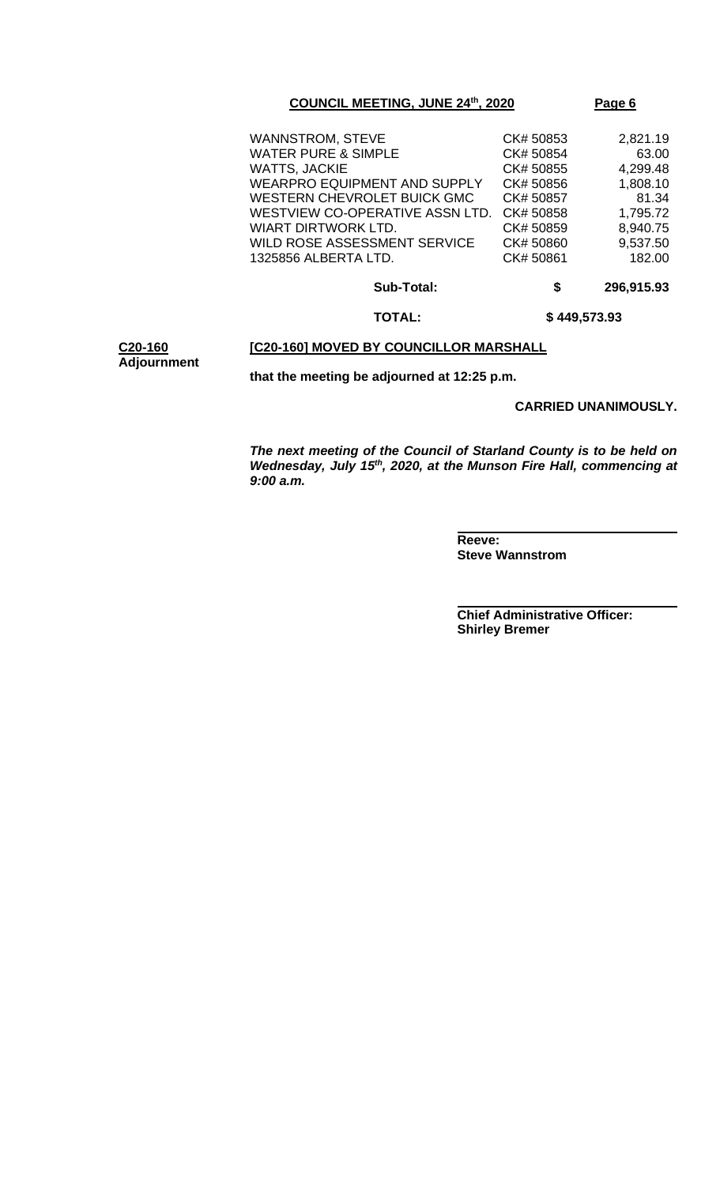| | | |
|---|---|---|
| WANNSTROM, STEVE | CK# 50853 | 2,821.19 |
| WATER PURE & SIMPLE | CK# 50854 | 63.00 |
| WATTS, JACKIE | CK# 50855 | 4,299.48 |
| WEARPRO EQUIPMENT AND SUPPLY | CK# 50856 | 1,808.10 |
| WESTERN CHEVROLET BUICK GMC | CK# 50857 | 81.34 |
| WESTVIEW CO-OPERATIVE ASSN LTD. | CK# 50858 | 1,795.72 |
| WIART DIRTWORK LTD. | CK# 50859 | 8,940.75 |
| WILD ROSE ASSESSMENT SERVICE | CK# 50860 | 9,537.50 |
| 1325856 ALBERTA LTD. | CK# 50861 | 182.00 |
| **Sub-Total:** | **$** | **296,915.93** |
| **TOTAL:** | **$ 449,573.93** | |

**C20-160**
**Adjournment**

**[C20-160] MOVED BY COUNCILLOR MARSHALL**

**that the meeting be adjourned at 12:25 p.m.**

**CARRIED UNANIMOUSLY.**

***The next meeting of the Council of Starland County is to be held on Wednesday, July 15th, 2020, at the Munson Fire Hall, commencing at 9:00 a.m.***

**Reeve:**
**Steve Wannstrom**

**Chief Administrative Officer:**
**Shirley Bremer**